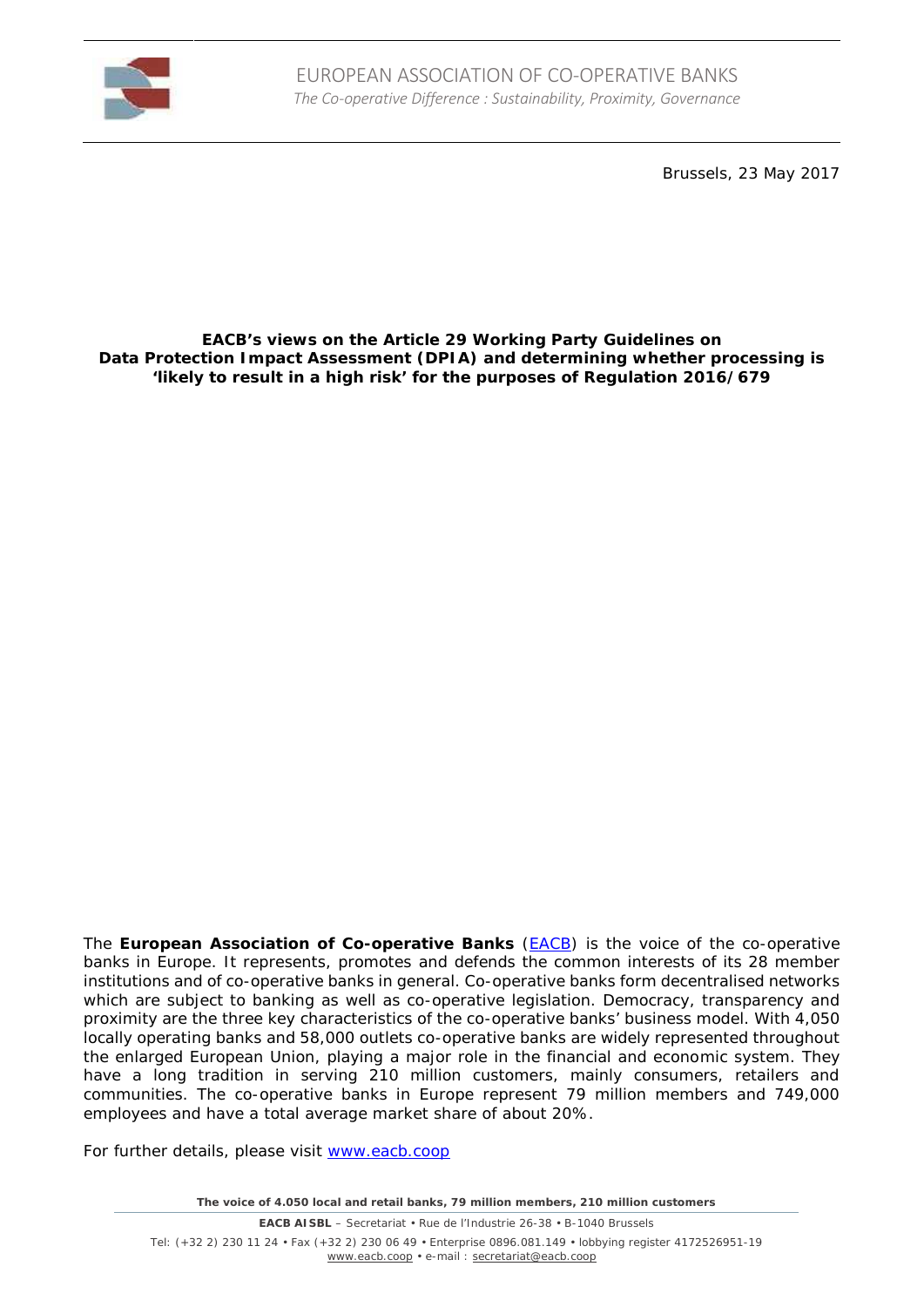EUROPEAN ASSOCIATION OF CO-OPERATIVE BANKS

*The Co-operative Difference : Sustainability, Proximity, Governance*

Brussels, 23 May 2017

**EACB's views on the Article 29 Working Party Guidelines on Data Protection Impact Assessment (DPIA) and determining whether processing is 'likely to result in a high risk' for the purposes of Regulation 2016/679**

The **European Association of Co-operative Banks** (EACB) is the voice of the co-operative banks in Europe. It represents, promotes and defends the common interests of its 28 member institutions and of co-operative banks in general. Co-operative banks form decentralised networks which are subject to banking as well as co-operative legislation. Democracy, transparency and proximity are the three key characteristics of the co-operative banks' business model. With 4,050 locally operating banks and 58,000 outlets co-operative banks are widely represented throughout the enlarged European Union, playing a major role in the financial and economic system. They have a long tradition in serving 210 million customers, mainly consumers, retailers and communities. The co-operative banks in Europe represent 79 million members and 749,000 employees and have a total average market share of about 20%.

For further details, please visit www.eacb.coop

**The voice of 4.050 local and retail banks, 79 million members, 210 million customers**

**EACB AISBL** – Secretariat • Rue de l'Industrie 26-38 • B-1040 Brussels

Tel: (+32 2) 230 11 24 • Fax (+32 2) 230 06 49 • Enterprise 0896.081.149 • lobbying register 4172526951-19

www.eacb.coop • e-mail : secretariat@eacb.coop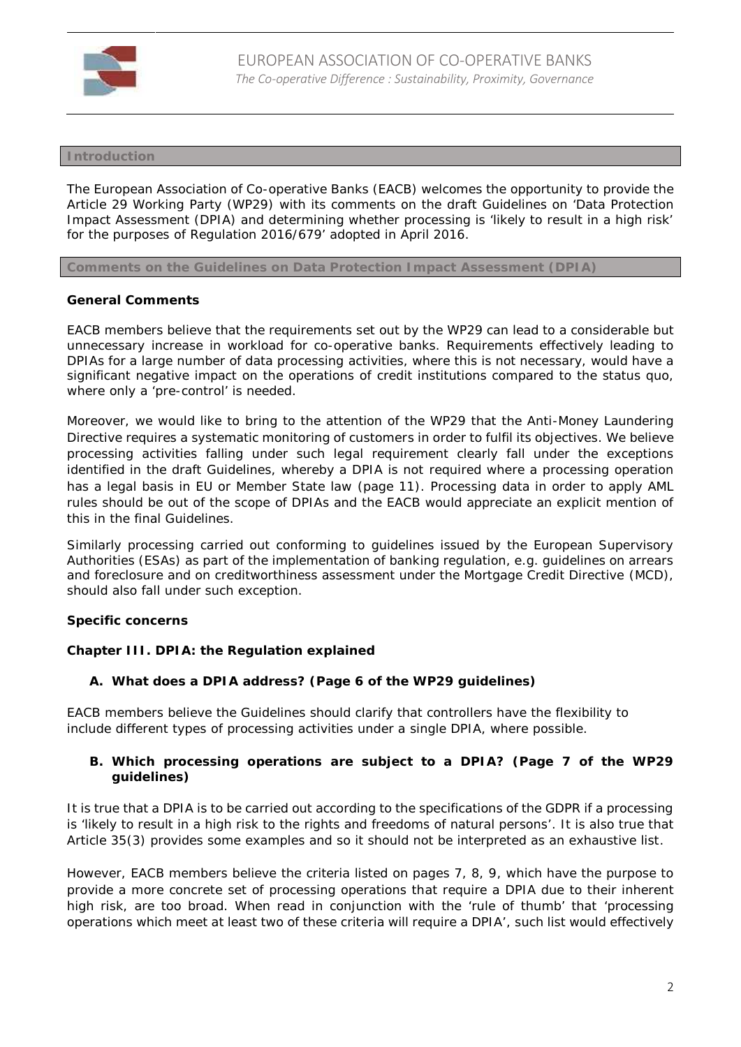## Introduction

The European Association of Co-operative Banks (EACB) welcomes the opportunity to provide the Article 29 Working Party (WP29) with its comments on the draft Guidelines on 'Data Protection Impact Assessment (DPIA) and determining whether processing is 'likely to result in a high risk' for the purposes of Regulation 2016/679' adopted in April 2016.

## Comments on the Guidelines on Data Protection Impact Assessment (DPIA)

### General Comments

EACB members believe that the requirements set out by the WP29 can lead to a considerable but unnecessary increase in workload for co-operative banks. Requirements effectively leading to DPIAs for a large number of data processing activities, where this is not necessary, would have a significant negative impact on the operations of credit institutions compared to the status quo, where only a 'pre-control' is needed.

Moreover, we would like to bring to the attention of the WP29 that the Anti-Money Laundering Directive requires a systematic monitoring of customers in order to fulfil its objectives. We believe processing activities falling under such legal requirement clearly fall under the exceptions identified in the draft Guidelines, whereby a DPIA is not required where a processing operation has a legal basis in EU or Member State law (page 11). Processing data in order to apply AML rules should be out of the scope of DPIAs and the EACB would appreciate an explicit mention of this in the final Guidelines.

Similarly processing carried out conforming to guidelines issued by the European Supervisory Authorities (ESAs) as part of the implementation of banking regulation, e.g. guidelines on arrears and foreclosure and on creditworthiness assessment under the Mortgage Credit Directive (MCD), should also fall under such exception.

### Specific concerns

### Chapter III. DPIA: the Regulation explained

#### A. What does a DPIA address? (Page 6 of the WP29 guidelines)

EACB members believe the Guidelines should clarify that controllers have the flexibility to include different types of processing activities under a single DPIA, where possible.

#### B. Which processing operations are subject to a DPIA? (Page 7 of the WP29 guidelines)

It is true that a DPIA is to be carried out according to the specifications of the GDPR if a processing is 'likely to result in a high risk to the rights and freedoms of natural persons'. It is also true that Article 35(3) provides some examples and so it should not be interpreted as an exhaustive list.

However, EACB members believe the criteria listed on pages 7, 8, 9, which have the purpose to provide a more concrete set of processing operations that require a DPIA due to their inherent high risk, are too broad. When read in conjunction with the 'rule of thumb' that 'processing operations which meet at least two of these criteria will require a DPIA', such list would effectively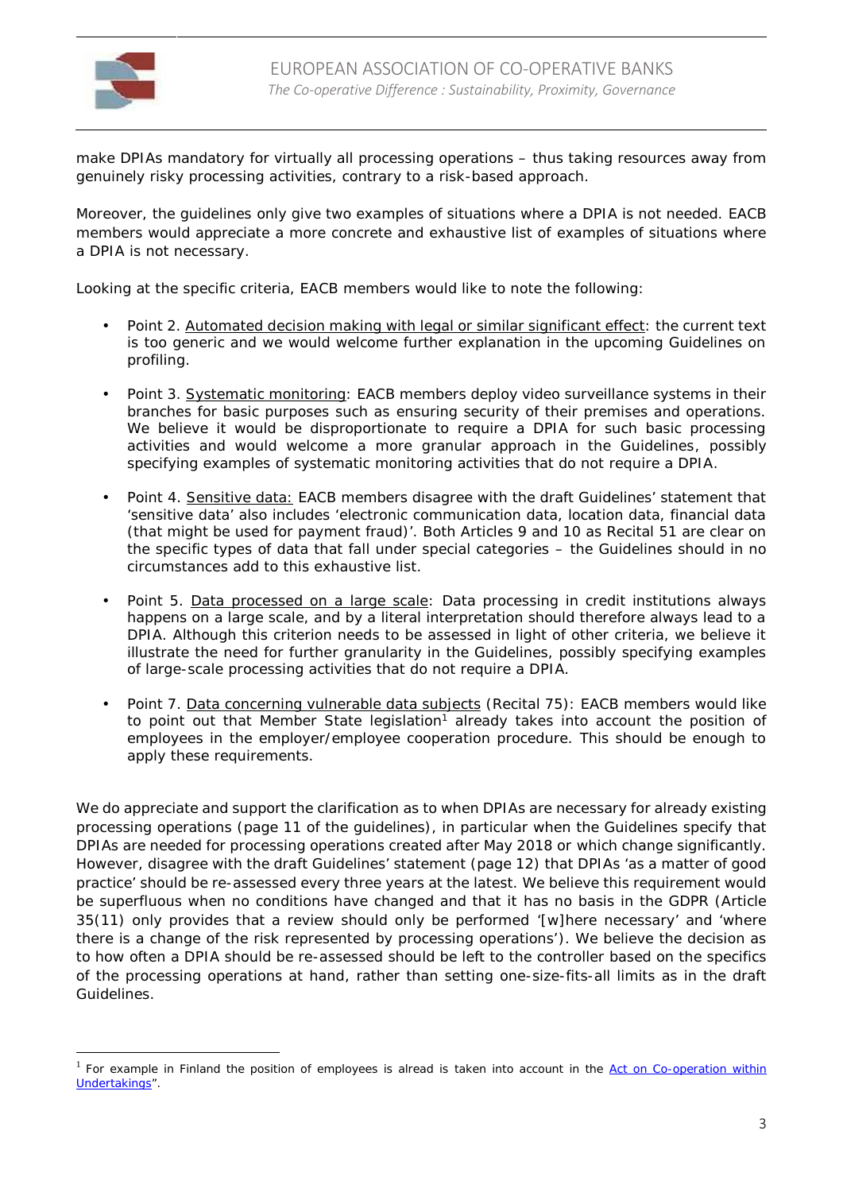make DPIAs mandatory for virtually all processing operations – thus taking resources away from genuinely risky processing activities, contrary to a risk-based approach.

Moreover, the guidelines only give two examples of situations where a DPIA is not needed. EACB members would appreciate a more concrete and exhaustive list of examples of situations where a DPIA is not necessary.

Looking at the specific criteria, EACB members would like to note the following:

- Point 2. Automated decision making with legal or similar significant effect: the current text is too generic and we would welcome further explanation in the upcoming Guidelines on profiling.

- Point 3. Systematic monitoring: EACB members deploy video surveillance systems in their branches for basic purposes such as ensuring security of their premises and operations. We believe it would be disproportionate to require a DPIA for such basic processing activities and would welcome a more granular approach in the Guidelines, possibly specifying examples of systematic monitoring activities that do not require a DPIA.

- Point 4. Sensitive data: EACB members disagree with the draft Guidelines' statement that 'sensitive data' also includes 'electronic communication data, location data, financial data (that might be used for payment fraud)'. Both Articles 9 and 10 as Recital 51 are clear on the specific types of data that fall under special categories – the Guidelines should in no circumstances add to this exhaustive list.

- Point 5. Data processed on a large scale: Data processing in credit institutions always happens on a large scale, and by a literal interpretation should therefore always lead to a DPIA. Although this criterion needs to be assessed in light of other criteria, we believe it illustrate the need for further granularity in the Guidelines, possibly specifying examples of large-scale processing activities that do not require a DPIA.

- Point 7. Data concerning vulnerable data subjects (Recital 75): EACB members would like to point out that Member State legislation[1] already takes into account the position of employees in the employer/employee cooperation procedure. This should be enough to apply these requirements.

We do appreciate and support the clarification as to when DPIAs are necessary for already existing processing operations (page 11 of the guidelines), in particular when the Guidelines specify that DPIAs are needed for processing operations created after May 2018 or which change significantly. However, disagree with the draft Guidelines' statement (page 12) that DPIAs 'as a matter of good practice' should be re-assessed every three years at the latest. We believe this requirement would be superfluous when no conditions have changed and that it has no basis in the GDPR (Article 35(11) only provides that a review should only be performed '[w]here necessary' and 'where there is a change of the risk represented by processing operations'). We believe the decision as to how often a DPIA should be re-assessed should be left to the controller based on the specifics of the processing operations at hand, rather than setting one-size-fits-all limits as in the draft Guidelines.

---

[1] For example in Finland the position of employees is alread is taken into account in the Act on Co-operation within Undertakings".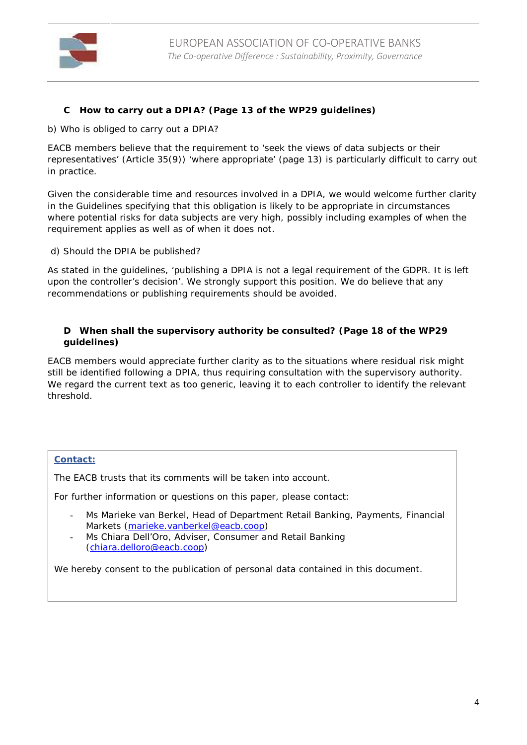## C How to carry out a DPIA? (Page 13 of the WP29 guidelines)

b) Who is obliged to carry out a DPIA?

EACB members believe that the requirement to 'seek the views of data subjects or their representatives' (Article 35(9)) 'where appropriate' (page 13) is particularly difficult to carry out in practice.

Given the considerable time and resources involved in a DPIA, we would welcome further clarity in the Guidelines specifying that this obligation is likely to be appropriate in circumstances where potential risks for data subjects are very high, possibly including examples of when the requirement applies as well as of when it does not.

d) Should the DPIA be published?

As stated in the guidelines, 'publishing a DPIA is not a legal requirement of the GDPR. It is left upon the controller's decision'. We strongly support this position. We do believe that any recommendations or publishing requirements should be avoided.

## D When shall the supervisory authority be consulted? (Page 18 of the WP29 guidelines)

EACB members would appreciate further clarity as to the situations where residual risk might still be identified following a DPIA, thus requiring consultation with the supervisory authority. We regard the current text as too generic, leaving it to each controller to identify the relevant threshold.

**Contact:**

The EACB trusts that its comments will be taken into account.

For further information or questions on this paper, please contact:

- Ms Marieke van Berkel, Head of Department Retail Banking, Payments, Financial Markets (marieke.vanberkel@eacb.coop)
- Ms Chiara Dell'Oro, Adviser, Consumer and Retail Banking (chiara.delloro@eacb.coop)

We hereby consent to the publication of personal data contained in this document.